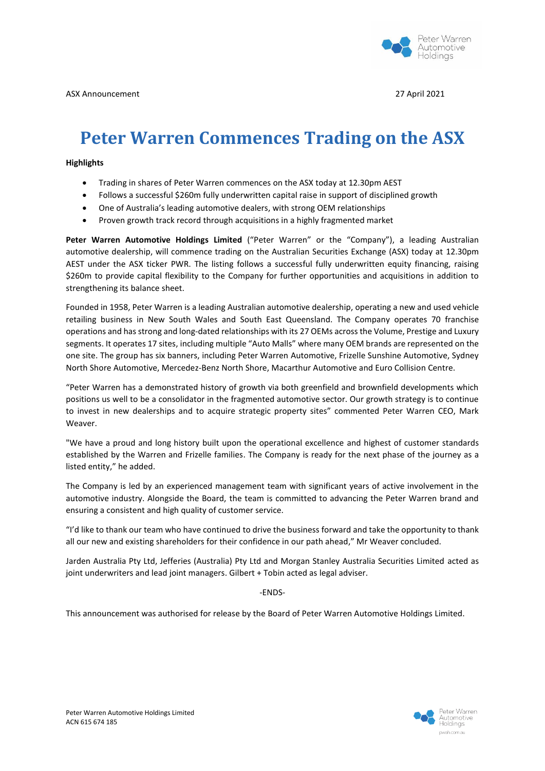ASX Announcement 27 April 2021

# Peter Warren Commences Trading on the ASX

**Highlights**

- Trading in shares of Peter Warren commences on the ASX today at 12.30pm AEST
- Follows a successful $260m fully underwritten capital raise in support of disciplined growth
- One of Australia's leading automotive dealers, with strong OEM relationships
- Proven growth track record through acquisitions in a highly fragmented market

**Peter Warren Automotive Holdings Limited** ("Peter Warren" or the "Company"), a leading Australian automotive dealership, will commence trading on the Australian Securities Exchange (ASX) today at 12.30pm AEST under the ASX ticker PWR. The listing follows a successful fully underwritten equity financing, raising $260m to provide capital flexibility to the Company for further opportunities and acquisitions in addition to strengthening its balance sheet.

Founded in 1958, Peter Warren is a leading Australian automotive dealership, operating a new and used vehicle retailing business in New South Wales and South East Queensland. The Company operates 70 franchise operations and has strong and long-dated relationships with its 27 OEMs across the Volume, Prestige and Luxury segments. It operates 17 sites, including multiple "Auto Malls" where many OEM brands are represented on the one site. The group has six banners, including Peter Warren Automotive, Frizelle Sunshine Automotive, Sydney North Shore Automotive, Mercedez-Benz North Shore, Macarthur Automotive and Euro Collision Centre.

"Peter Warren has a demonstrated history of growth via both greenfield and brownfield developments which positions us well to be a consolidator in the fragmented automotive sector. Our growth strategy is to continue to invest in new dealerships and to acquire strategic property sites" commented Peter Warren CEO, Mark Weaver.

"We have a proud and long history built upon the operational excellence and highest of customer standards established by the Warren and Frizelle families. The Company is ready for the next phase of the journey as a listed entity," he added.

The Company is led by an experienced management team with significant years of active involvement in the automotive industry. Alongside the Board, the team is committed to advancing the Peter Warren brand and ensuring a consistent and high quality of customer service.

"I'd like to thank our team who have continued to drive the business forward and take the opportunity to thank all our new and existing shareholders for their confidence in our path ahead," Mr Weaver concluded.

Jarden Australia Pty Ltd, Jefferies (Australia) Pty Ltd and Morgan Stanley Australia Securities Limited acted as joint underwriters and lead joint managers. Gilbert + Tobin acted as legal adviser.

-ENDS-

This announcement was authorised for release by the Board of Peter Warren Automotive Holdings Limited.

Peter Warren Automotive Holdings Limited
ACN 615 674 185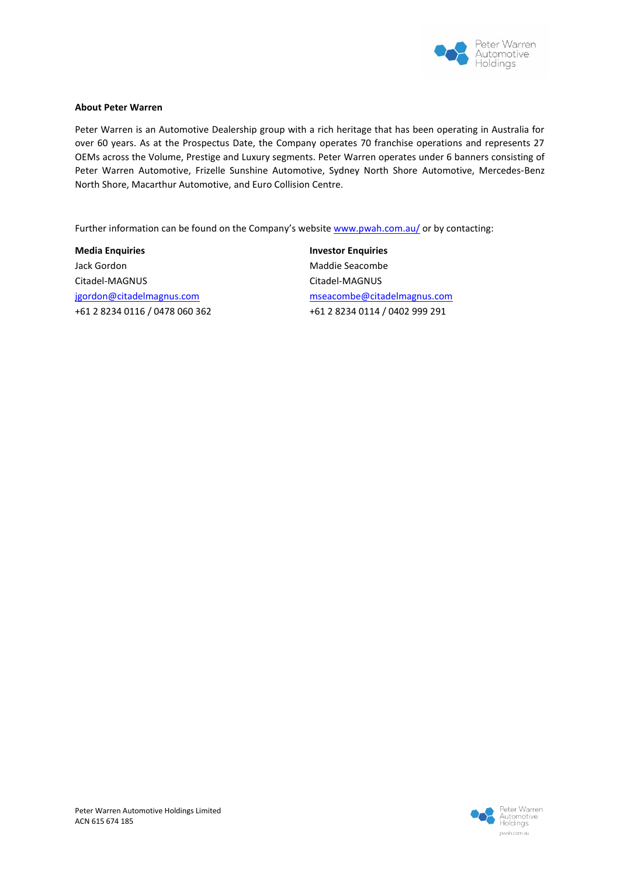**About Peter Warren**

Peter Warren is an Automotive Dealership group with a rich heritage that has been operating in Australia for over 60 years. As at the Prospectus Date, the Company operates 70 franchise operations and represents 27 OEMs across the Volume, Prestige and Luxury segments. Peter Warren operates under 6 banners consisting of Peter Warren Automotive, Frizelle Sunshine Automotive, Sydney North Shore Automotive, Mercedes-Benz North Shore, Macarthur Automotive, and Euro Collision Centre.

Further information can be found on the Company's website www.pwah.com.au/ or by contacting:

**Media Enquiries**
Jack Gordon
Citadel-MAGNUS
jgordon@citadelmagnus.com
+61 2 8234 0116 / 0478 060 362

**Investor Enquiries**
Maddie Seacombe
Citadel-MAGNUS
mseacombe@citadelmagnus.com
+61 2 8234 0114 / 0402 999 291

Peter Warren Automotive Holdings Limited
ACN 615 674 185